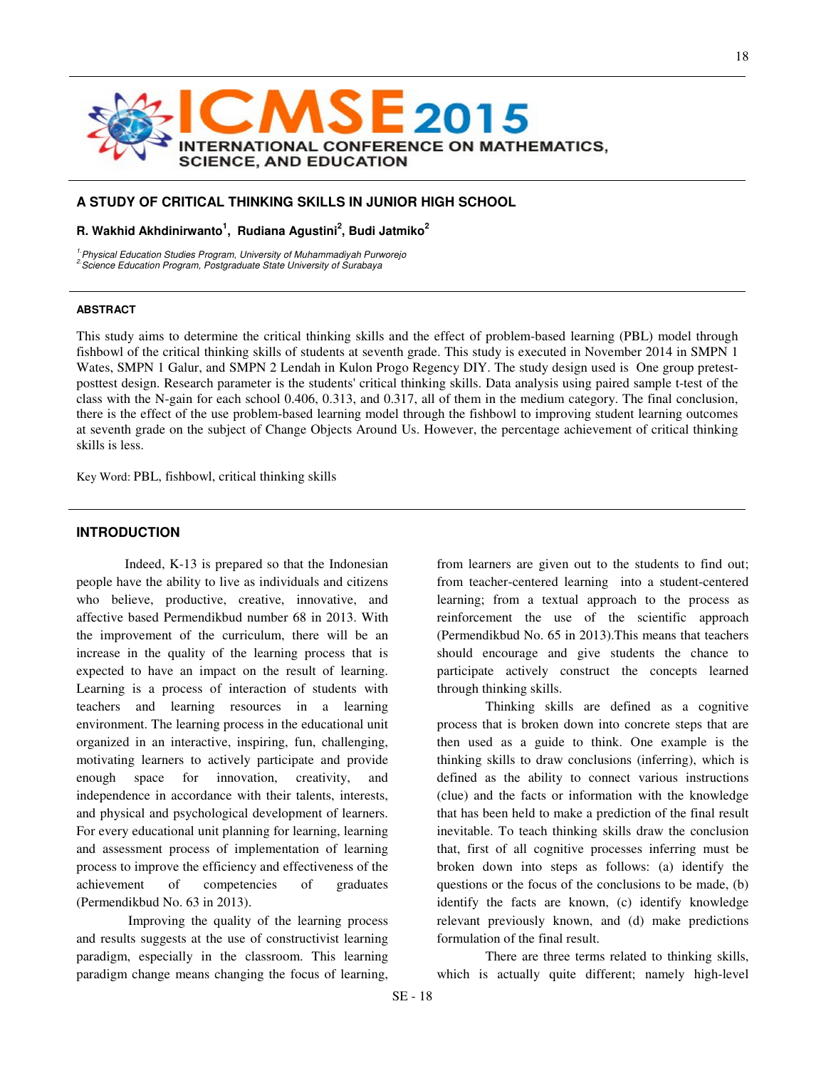# A STUDY OF CRITICAL THINKING SKILLS IN JUNIOR HIGH SCHOOL

**R. Wakhid Akhdinirwanto[1], Rudiana Agustini[2], Budi Jatmiko[2]**

*[1] Physical Education Studies Program, University of Muhammadiyah Purworejo*
*[2] Science Education Program, Postgraduate State University of Surabaya*

## ABSTRACT

This study aims to determine the critical thinking skills and the effect of problem-based learning (PBL) model through fishbowl of the critical thinking skills of students at seventh grade. This study is executed in November 2014 in SMPN 1 Wates, SMPN 1 Galur, and SMPN 2 Lendah in Kulon Progo Regency DIY. The study design used is One group pretest-posttest design. Research parameter is the students' critical thinking skills. Data analysis using paired sample t-test of the class with the N-gain for each school 0.406, 0.313, and 0.317, all of them in the medium category. The final conclusion, there is the effect of the use problem-based learning model through the fishbowl to improving student learning outcomes at seventh grade on the subject of Change Objects Around Us. However, the percentage achievement of critical thinking skills is less.

Key Word: PBL, fishbowl, critical thinking skills

## INTRODUCTION

Indeed, K-13 is prepared so that the Indonesian people have the ability to live as individuals and citizens who believe, productive, creative, innovative, and affective based Permendikbud number 68 in 2013. With the improvement of the curriculum, there will be an increase in the quality of the learning process that is expected to have an impact on the result of learning. Learning is a process of interaction of students with teachers and learning resources in a learning environment. The learning process in the educational unit organized in an interactive, inspiring, fun, challenging, motivating learners to actively participate and provide enough space for innovation, creativity, and independence in accordance with their talents, interests, and physical and psychological development of learners. For every educational unit planning for learning, learning and assessment process of implementation of learning process to improve the efficiency and effectiveness of the achievement of competencies of graduates (Permendikbud No. 63 in 2013).

Improving the quality of the learning process and results suggests at the use of constructivist learning paradigm, especially in the classroom. This learning paradigm change means changing the focus of learning, from learners are given out to the students to find out; from teacher-centered learning into a student-centered learning; from a textual approach to the process as reinforcement the use of the scientific approach (Permendikbud No. 65 in 2013).This means that teachers should encourage and give students the chance to participate actively construct the concepts learned through thinking skills.

Thinking skills are defined as a cognitive process that is broken down into concrete steps that are then used as a guide to think. One example is the thinking skills to draw conclusions (inferring), which is defined as the ability to connect various instructions (clue) and the facts or information with the knowledge that has been held to make a prediction of the final result inevitable. To teach thinking skills draw the conclusion that, first of all cognitive processes inferring must be broken down into steps as follows: (a) identify the questions or the focus of the conclusions to be made, (b) identify the facts are known, (c) identify knowledge relevant previously known, and (d) make predictions formulation of the final result.

There are three terms related to thinking skills, which is actually quite different; namely high-level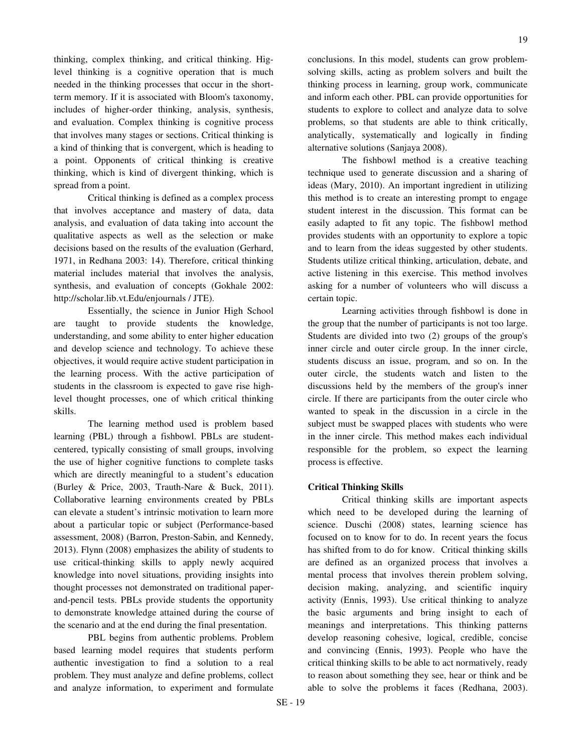thinking, complex thinking, and critical thinking. Hig-level thinking is a cognitive operation that is much needed in the thinking processes that occur in the short-term memory. If it is associated with Bloom's taxonomy, includes of higher-order thinking, analysis, synthesis, and evaluation. Complex thinking is cognitive process that involves many stages or sections. Critical thinking is a kind of thinking that is convergent, which is heading to a point. Opponents of critical thinking is creative thinking, which is kind of divergent thinking, which is spread from a point.

Critical thinking is defined as a complex process that involves acceptance and mastery of data, data analysis, and evaluation of data taking into account the qualitative aspects as well as the selection or make decisions based on the results of the evaluation (Gerhard, 1971, in Redhana 2003: 14). Therefore, critical thinking material includes material that involves the analysis, synthesis, and evaluation of concepts (Gokhale 2002: http://scholar.lib.vt.Edu/enjournals / JTE).

Essentially, the science in Junior High School are taught to provide students the knowledge, understanding, and some ability to enter higher education and develop science and technology. To achieve these objectives, it would require active student participation in the learning process. With the active participation of students in the classroom is expected to gave rise high-level thought processes, one of which critical thinking skills.

The learning method used is problem based learning (PBL) through a fishbowl. PBLs are student-centered, typically consisting of small groups, involving the use of higher cognitive functions to complete tasks which are directly meaningful to a student's education (Burley & Price, 2003, Trauth-Nare & Buck, 2011). Collaborative learning environments created by PBLs can elevate a student's intrinsic motivation to learn more about a particular topic or subject (Performance-based assessment, 2008) (Barron, Preston-Sabin, and Kennedy, 2013). Flynn (2008) emphasizes the ability of students to use critical-thinking skills to apply newly acquired knowledge into novel situations, providing insights into thought processes not demonstrated on traditional paper-and-pencil tests. PBLs provide students the opportunity to demonstrate knowledge attained during the course of the scenario and at the end during the final presentation.

PBL begins from authentic problems. Problem based learning model requires that students perform authentic investigation to find a solution to a real problem. They must analyze and define problems, collect and analyze information, to experiment and formulate conclusions. In this model, students can grow problem-solving skills, acting as problem solvers and built the thinking process in learning, group work, communicate and inform each other. PBL can provide opportunities for students to explore to collect and analyze data to solve problems, so that students are able to think critically, analytically, systematically and logically in finding alternative solutions (Sanjaya 2008).

The fishbowl method is a creative teaching technique used to generate discussion and a sharing of ideas (Mary, 2010). An important ingredient in utilizing this method is to create an interesting prompt to engage student interest in the discussion. This format can be easily adapted to fit any topic. The fishbowl method provides students with an opportunity to explore a topic and to learn from the ideas suggested by other students. Students utilize critical thinking, articulation, debate, and active listening in this exercise. This method involves asking for a number of volunteers who will discuss a certain topic.

Learning activities through fishbowl is done in the group that the number of participants is not too large. Students are divided into two (2) groups of the group's inner circle and outer circle group. In the inner circle, students discuss an issue, program, and so on. In the outer circle, the students watch and listen to the discussions held by the members of the group's inner circle. If there are participants from the outer circle who wanted to speak in the discussion in a circle in the subject must be swapped places with students who were in the inner circle. This method makes each individual responsible for the problem, so expect the learning process is effective.

**Critical Thinking Skills**

Critical thinking skills are important aspects which need to be developed during the learning of science. Duschi (2008) states, learning science has focused on to know for to do. In recent years the focus has shifted from to do for know. Critical thinking skills are defined as an organized process that involves a mental process that involves therein problem solving, decision making, analyzing, and scientific inquiry activity (Ennis, 1993). Use critical thinking to analyze the basic arguments and bring insight to each of meanings and interpretations. This thinking patterns develop reasoning cohesive, logical, credible, concise and convincing (Ennis, 1993). People who have the critical thinking skills to be able to act normatively, ready to reason about something they see, hear or think and be able to solve the problems it faces (Redhana, 2003).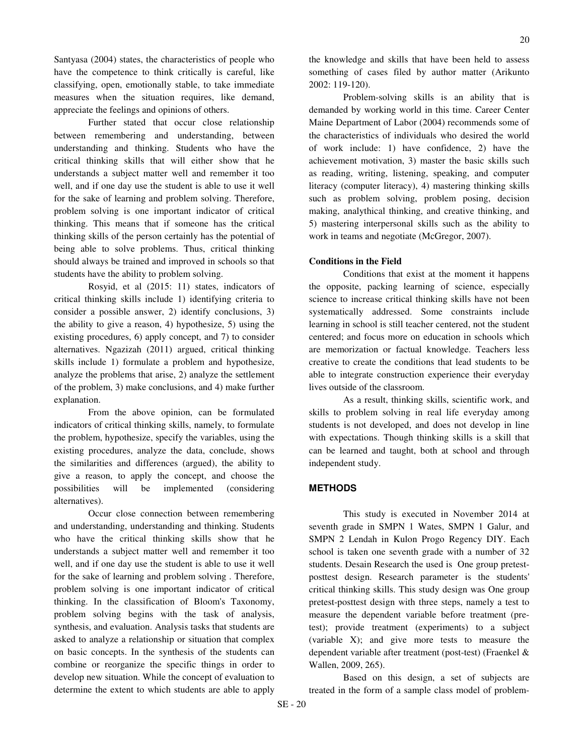Santyasa (2004) states, the characteristics of people who have the competence to think critically is careful, like classifying, open, emotionally stable, to take immediate measures when the situation requires, like demand, appreciate the feelings and opinions of others.

Further stated that occur close relationship between remembering and understanding, between understanding and thinking. Students who have the critical thinking skills that will either show that he understands a subject matter well and remember it too well, and if one day use the student is able to use it well for the sake of learning and problem solving. Therefore, problem solving is one important indicator of critical thinking. This means that if someone has the critical thinking skills of the person certainly has the potential of being able to solve problems. Thus, critical thinking should always be trained and improved in schools so that students have the ability to problem solving.

Rosyid, et al (2015: 11) states, indicators of critical thinking skills include 1) identifying criteria to consider a possible answer, 2) identify conclusions, 3) the ability to give a reason, 4) hypothesize, 5) using the existing procedures, 6) apply concept, and 7) to consider alternatives. Ngazizah (2011) argued, critical thinking skills include 1) formulate a problem and hypothesize, analyze the problems that arise, 2) analyze the settlement of the problem, 3) make conclusions, and 4) make further explanation.

From the above opinion, can be formulated indicators of critical thinking skills, namely, to formulate the problem, hypothesize, specify the variables, using the existing procedures, analyze the data, conclude, shows the similarities and differences (argued), the ability to give a reason, to apply the concept, and choose the possibilities will be implemented (considering alternatives).

Occur close connection between remembering and understanding, understanding and thinking. Students who have the critical thinking skills show that he understands a subject matter well and remember it too well, and if one day use the student is able to use it well for the sake of learning and problem solving . Therefore, problem solving is one important indicator of critical thinking. In the classification of Bloom's Taxonomy, problem solving begins with the task of analysis, synthesis, and evaluation. Analysis tasks that students are asked to analyze a relationship or situation that complex on basic concepts. In the synthesis of the students can combine or reorganize the specific things in order to develop new situation. While the concept of evaluation to determine the extent to which students are able to apply the knowledge and skills that have been held to assess something of cases filed by author matter (Arikunto 2002: 119-120).

Problem-solving skills is an ability that is demanded by working world in this time. Career Center Maine Department of Labor (2004) recommends some of the characteristics of individuals who desired the world of work include: 1) have confidence, 2) have the achievement motivation, 3) master the basic skills such as reading, writing, listening, speaking, and computer literacy (computer literacy), 4) mastering thinking skills such as problem solving, problem posing, decision making, analythical thinking, and creative thinking, and 5) mastering interpersonal skills such as the ability to work in teams and negotiate (McGregor, 2007).

**Conditions in the Field**

Conditions that exist at the moment it happens the opposite, packing learning of science, especially science to increase critical thinking skills have not been systematically addressed. Some constraints include learning in school is still teacher centered, not the student centered; and focus more on education in schools which are memorization or factual knowledge. Teachers less creative to create the conditions that lead students to be able to integrate construction experience their everyday lives outside of the classroom.

As a result, thinking skills, scientific work, and skills to problem solving in real life everyday among students is not developed, and does not develop in line with expectations. Though thinking skills is a skill that can be learned and taught, both at school and through independent study.

## METHODS

This study is executed in November 2014 at seventh grade in SMPN 1 Wates, SMPN 1 Galur, and SMPN 2 Lendah in Kulon Progo Regency DIY. Each school is taken one seventh grade with a number of 32 students. Desain Research the used is One group pretest-posttest design. Research parameter is the students' critical thinking skills. This study design was One group pretest-posttest design with three steps, namely a test to measure the dependent variable before treatment (pre-test); provide treatment (experiments) to a subject (variable X); and give more tests to measure the dependent variable after treatment (post-test) (Fraenkel & Wallen, 2009, 265).

Based on this design, a set of subjects are treated in the form of a sample class model of problem-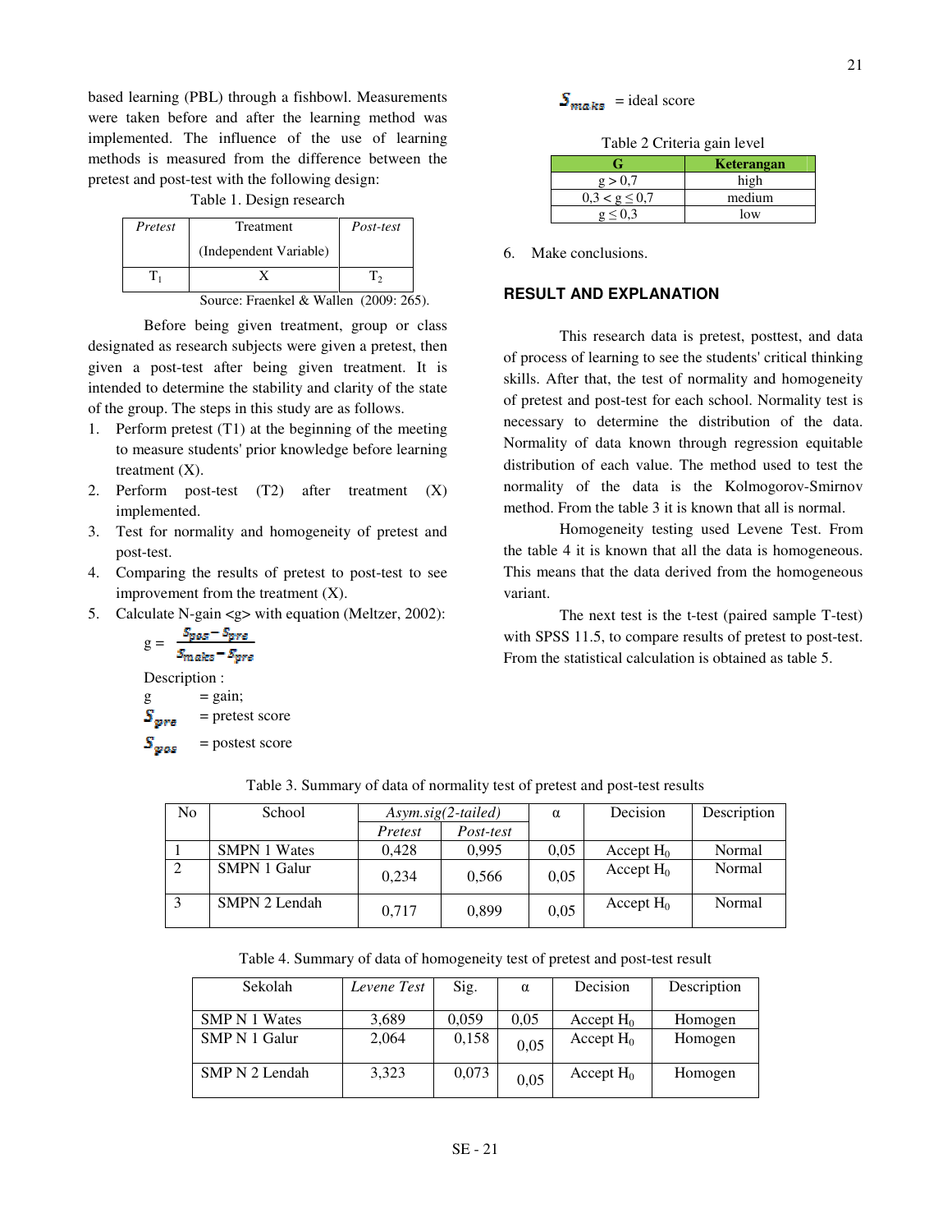based learning (PBL) through a fishbowl. Measurements were taken before and after the learning method was implemented. The influence of the use of learning methods is measured from the difference between the pretest and post-test with the following design:

Table 1. Design research

| *Pretest* | Treatment (Independent Variable) | *Post-test* |
|---|---|---|
| $T_1$ | X | $T_2$ |

Source: Fraenkel & Wallen (2009: 265).

Before being given treatment, group or class designated as research subjects were given a pretest, then given a post-test after being given treatment. It is intended to determine the stability and clarity of the state of the group. The steps in this study are as follows.

1. Perform pretest (T1) at the beginning of the meeting to measure students' prior knowledge before learning treatment (X).
2. Perform post-test (T2) after treatment (X) implemented.
3. Test for normality and homogeneity of pretest and post-test.
4. Comparing the results of pretest to post-test to see improvement from the treatment (X).
5. Calculate N-gain <g> with equation (Meltzer, 2002):

   $$g = \frac{S_{pos} - S_{pre}}{S_{maks} - S_{pre}}$$

   Description :
   g = gain;
   $S_{pre}$ = pretest score
   $S_{pos}$ = postest score
   $S_{maks}$ = ideal score

   Table 2 Criteria gain level

   | G | Keterangan |
   |---|---|
   | $g > 0{,}7$ | high |
   | $0{,}3 < g \leq 0{,}7$ | medium |
   | $g \leq 0{,}3$ | low |

6. Make conclusions.

## RESULT AND EXPLANATION

This research data is pretest, posttest, and data of process of learning to see the students' critical thinking skills. After that, the test of normality and homogeneity of pretest and post-test for each school. Normality test is necessary to determine the distribution of the data. Normality of data known through regression equitable distribution of each value. The method used to test the normality of the data is the Kolmogorov-Smirnov method. From the table 3 it is known that all is normal.

Homogeneity testing used Levene Test. From the table 4 it is known that all the data is homogeneous. This means that the data derived from the homogeneous variant.

The next test is the t-test (paired sample T-test) with SPSS 11.5, to compare results of pretest to post-test. From the statistical calculation is obtained as table 5.

Table 3. Summary of data of normality test of pretest and post-test results

| No | School | *Asym.sig(2-tailed)* | | α | Decision | Description |
|---|---|---|---|---|---|---|
| | | *Pretest* | *Post-test* | | | |
| 1 | SMPN 1 Wates | 0,428 | 0,995 | 0,05 | Accept $H_0$ | Normal |
| 2 | SMPN 1 Galur | 0,234 | 0,566 | 0,05 | Accept $H_0$ | Normal |
| 3 | SMPN 2 Lendah | 0,717 | 0,899 | 0,05 | Accept $H_0$ | Normal |

Table 4. Summary of data of homogeneity test of pretest and post-test result

| Sekolah | *Levene Test* | Sig. | α | Decision | Description |
|---|---|---|---|---|---|
| SMP N 1 Wates | 3,689 | 0,059 | 0,05 | Accept $H_0$ | Homogen |
| SMP N 1 Galur | 2,064 | 0,158 | 0,05 | Accept $H_0$ | Homogen |
| SMP N 2 Lendah | 3,323 | 0,073 | 0,05 | Accept $H_0$ | Homogen |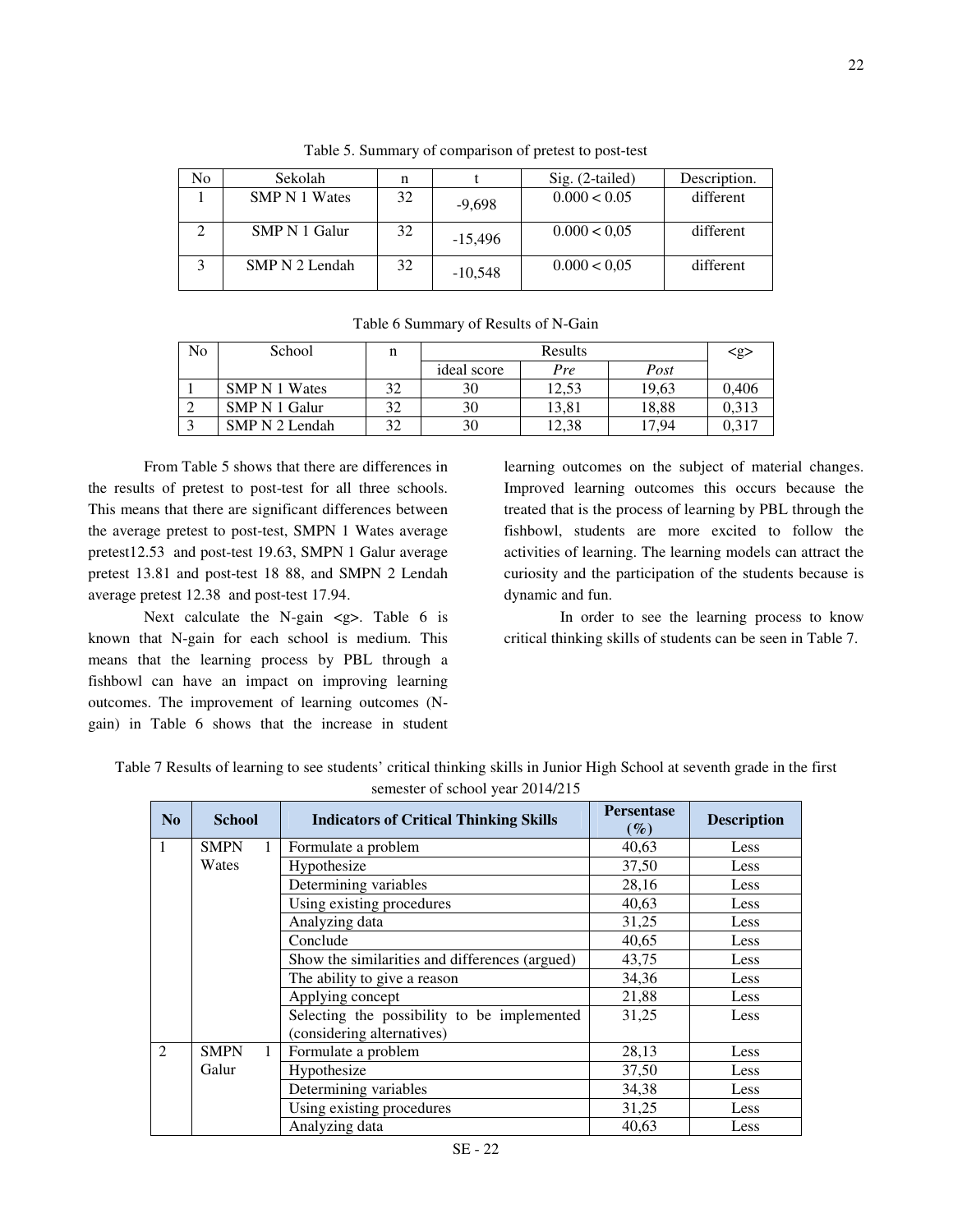Table 5. Summary of comparison of pretest to post-test

| No | Sekolah | n | t | Sig. (2-tailed) | Description. |
|---|---|---|---|---|---|
| 1 | SMP N 1 Wates | 32 | -9,698 | 0.000 < 0.05 | different |
| 2 | SMP N 1 Galur | 32 | -15,496 | 0.000 < 0,05 | different |
| 3 | SMP N 2 Lendah | 32 | -10,548 | 0.000 < 0,05 | different |

Table 6 Summary of Results of N-Gain

| No | School | n | Results | | | <g> |
|---|---|---|---|---|---|---|
| | | | ideal score | *Pre* | *Post* | |
| 1 | SMP N 1 Wates | 32 | 30 | 12,53 | 19,63 | 0,406 |
| 2 | SMP N 1 Galur | 32 | 30 | 13,81 | 18,88 | 0,313 |
| 3 | SMP N 2 Lendah | 32 | 30 | 12,38 | 17,94 | 0,317 |

From Table 5 shows that there are differences in the results of pretest to post-test for all three schools. This means that there are significant differences between the average pretest to post-test, SMPN 1 Wates average pretest12.53 and post-test 19.63, SMPN 1 Galur average pretest 13.81 and post-test 18 88, and SMPN 2 Lendah average pretest 12.38 and post-test 17.94.

Next calculate the N-gain <g>. Table 6 is known that N-gain for each school is medium. This means that the learning process by PBL through a fishbowl can have an impact on improving learning outcomes. The improvement of learning outcomes (N-gain) in Table 6 shows that the increase in student learning outcomes on the subject of material changes. Improved learning outcomes this occurs because the treated that is the process of learning by PBL through the fishbowl, students are more excited to follow the activities of learning. The learning models can attract the curiosity and the participation of the students because is dynamic and fun.

In order to see the learning process to know critical thinking skills of students can be seen in Table 7.

Table 7 Results of learning to see students' critical thinking skills in Junior High School at seventh grade in the first semester of school year 2014/215

| **No** | **School** | **Indicators of Critical Thinking Skills** | **Persentase (%)** | **Description** |
|---|---|---|---|---|
| 1 | SMPN 1 Wates | Formulate a problem | 40,63 | Less |
| | | Hypothesize | 37,50 | Less |
| | | Determining variables | 28,16 | Less |
| | | Using existing procedures | 40,63 | Less |
| | | Analyzing data | 31,25 | Less |
| | | Conclude | 40,65 | Less |
| | | Show the similarities and differences (argued) | 43,75 | Less |
| | | The ability to give a reason | 34,36 | Less |
| | | Applying concept | 21,88 | Less |
| | | Selecting the possibility to be implemented (considering alternatives) | 31,25 | Less |
| 2 | SMPN 1 Galur | Formulate a problem | 28,13 | Less |
| | | Hypothesize | 37,50 | Less |
| | | Determining variables | 34,38 | Less |
| | | Using existing procedures | 31,25 | Less |
| | | Analyzing data | 40,63 | Less |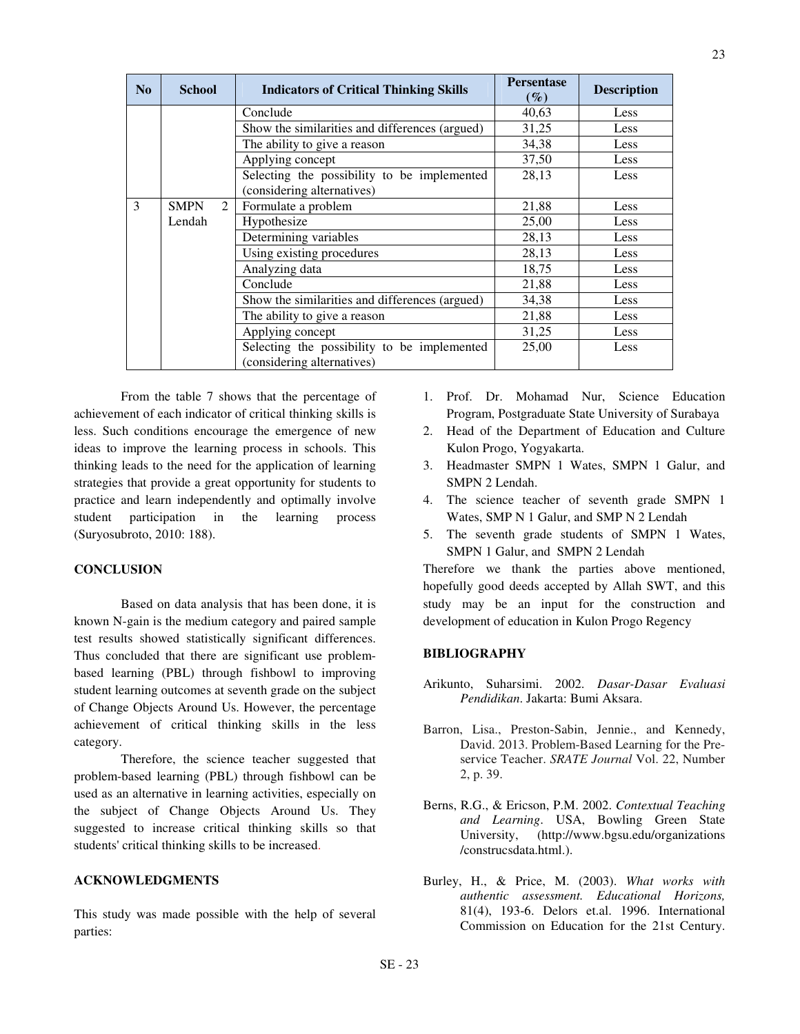| No | School | Indicators of Critical Thinking Skills | Persentase (%) | Description |
|---|---|---|---|---|
| | | Conclude | 40,63 | Less |
| | | Show the similarities and differences (argued) | 31,25 | Less |
| | | The ability to give a reason | 34,38 | Less |
| | | Applying concept | 37,50 | Less |
| | | Selecting the possibility to be implemented (considering alternatives) | 28,13 | Less |
| 3 | SMPN 2 Lendah | Formulate a problem | 21,88 | Less |
| | | Hypothesize | 25,00 | Less |
| | | Determining variables | 28,13 | Less |
| | | Using existing procedures | 28,13 | Less |
| | | Analyzing data | 18,75 | Less |
| | | Conclude | 21,88 | Less |
| | | Show the similarities and differences (argued) | 34,38 | Less |
| | | The ability to give a reason | 21,88 | Less |
| | | Applying concept | 31,25 | Less |
| | | Selecting the possibility to be implemented (considering alternatives) | 25,00 | Less |

From the table 7 shows that the percentage of achievement of each indicator of critical thinking skills is less. Such conditions encourage the emergence of new ideas to improve the learning process in schools. This thinking leads to the need for the application of learning strategies that provide a great opportunity for students to practice and learn independently and optimally involve student participation in the learning process (Suryosubroto, 2010: 188).

## CONCLUSION

Based on data analysis that has been done, it is known N-gain is the medium category and paired sample test results showed statistically significant differences. Thus concluded that there are significant use problem-based learning (PBL) through fishbowl to improving student learning outcomes at seventh grade on the subject of Change Objects Around Us. However, the percentage achievement of critical thinking skills in the less category.

Therefore, the science teacher suggested that problem-based learning (PBL) through fishbowl can be used as an alternative in learning activities, especially on the subject of Change Objects Around Us. They suggested to increase critical thinking skills so that students' critical thinking skills to be increased.

## ACKNOWLEDGMENTS

This study was made possible with the help of several parties:

1. Prof. Dr. Mohamad Nur, Science Education Program, Postgraduate State University of Surabaya
2. Head of the Department of Education and Culture Kulon Progo, Yogyakarta.
3. Headmaster SMPN 1 Wates, SMPN 1 Galur, and SMPN 2 Lendah.
4. The science teacher of seventh grade SMPN 1 Wates, SMP N 1 Galur, and SMP N 2 Lendah
5. The seventh grade students of SMPN 1 Wates, SMPN 1 Galur, and SMPN 2 Lendah

Therefore we thank the parties above mentioned, hopefully good deeds accepted by Allah SWT, and this study may be an input for the construction and development of education in Kulon Progo Regency

## BIBLIOGRAPHY

Arikunto, Suharsimi. 2002. *Dasar-Dasar Evaluasi Pendidikan*. Jakarta: Bumi Aksara.

Barron, Lisa., Preston-Sabin, Jennie., and Kennedy, David. 2013. Problem-Based Learning for the Pre-service Teacher. *SRATE Journal* Vol. 22, Number 2, p. 39.

Berns, R.G., & Ericson, P.M. 2002. *Contextual Teaching and Learning*. USA, Bowling Green State University, (http://www.bgsu.edu/organizations /construcsdata.html.).

Burley, H., & Price, M. (2003). *What works with authentic assessment. Educational Horizons,* 81(4), 193-6. Delors et.al. 1996. International Commission on Education for the 21st Century.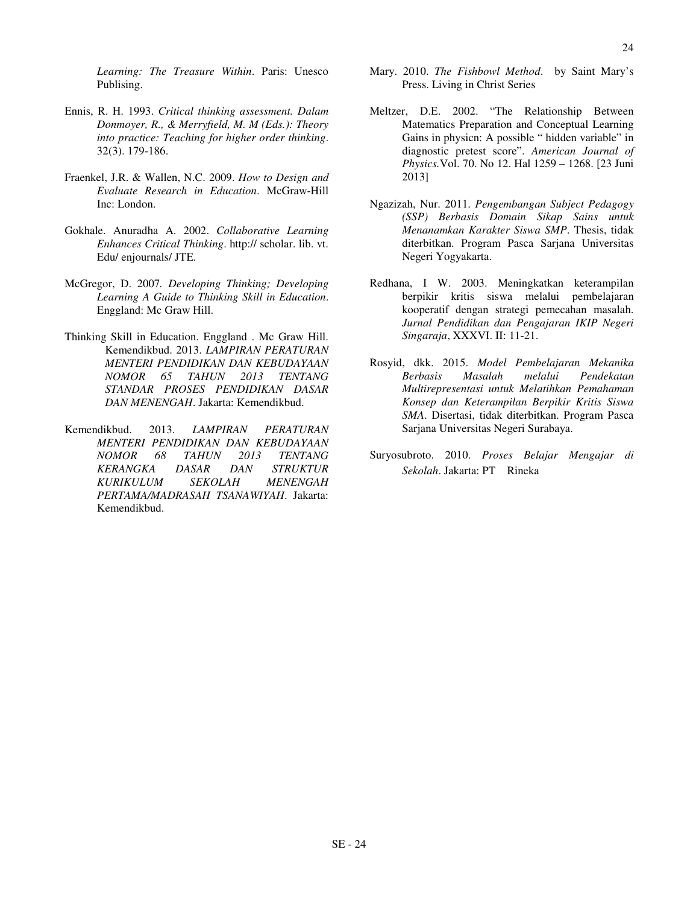*Learning: The Treasure Within*. Paris: Unesco Publising.

Ennis, R. H. 1993. *Critical thinking assessment. Dalam Donmoyer, R., & Merryfield, M. M (Eds.): Theory into practice: Teaching for higher order thinking*. 32(3). 179-186.

Fraenkel, J.R. & Wallen, N.C. 2009. *How to Design and Evaluate Research in Education*. McGraw-Hill Inc: London.

Gokhale. Anuradha A. 2002. *Collaborative Learning Enhances Critical Thinking*. http:// scholar. lib. vt. Edu/ enjournals/ JTE.

McGregor, D. 2007. *Developing Thinking; Developing Learning A Guide to Thinking Skill in Education*. Enggland: Mc Graw Hill.

Thinking Skill in Education. Enggland . Mc Graw Hill. Kemendikbud. 2013. *LAMPIRAN PERATURAN MENTERI PENDIDIKAN DAN KEBUDAYAAN NOMOR 65 TAHUN 2013 TENTANG STANDAR PROSES PENDIDIKAN DASAR DAN MENENGAH*. Jakarta: Kemendikbud.

Kemendikbud. 2013. *LAMPIRAN PERATURAN MENTERI PENDIDIKAN DAN KEBUDAYAAN NOMOR 68 TAHUN 2013 TENTANG KERANGKA DASAR DAN STRUKTUR KURIKULUM SEKOLAH MENENGAH PERTAMA/MADRASAH TSANAWIYAH*. Jakarta: Kemendikbud.

Mary. 2010. *The Fishbowl Method*. by Saint Mary's Press. Living in Christ Series

Meltzer, D.E. 2002. "The Relationship Between Matematics Preparation and Conceptual Learning Gains in physicn: A possible " hidden variable" in diagnostic pretest score". *American Journal of Physics.*Vol. 70. No 12. Hal 1259 – 1268. [23 Juni 2013]

Ngazizah, Nur. 2011. *Pengembangan Subject Pedagogy (SSP) Berbasis Domain Sikap Sains untuk Menanamkan Karakter Siswa SMP*. Thesis, tidak diterbitkan. Program Pasca Sarjana Universitas Negeri Yogyakarta.

Redhana, I W. 2003. Meningkatkan keterampilan berpikir kritis siswa melalui pembelajaran kooperatif dengan strategi pemecahan masalah. *Jurnal Pendidikan dan Pengajaran IKIP Negeri Singaraja*, XXXVI. II: 11-21.

Rosyid, dkk. 2015. *Model Pembelajaran Mekanika Berbasis Masalah melalui Pendekatan Multirepresentasi untuk Melatihkan Pemahaman Konsep dan Keterampilan Berpikir Kritis Siswa SMA*. Disertasi, tidak diterbitkan. Program Pasca Sarjana Universitas Negeri Surabaya.

Suryosubroto. 2010. *Proses Belajar Mengajar di Sekolah*. Jakarta: PT Rineka